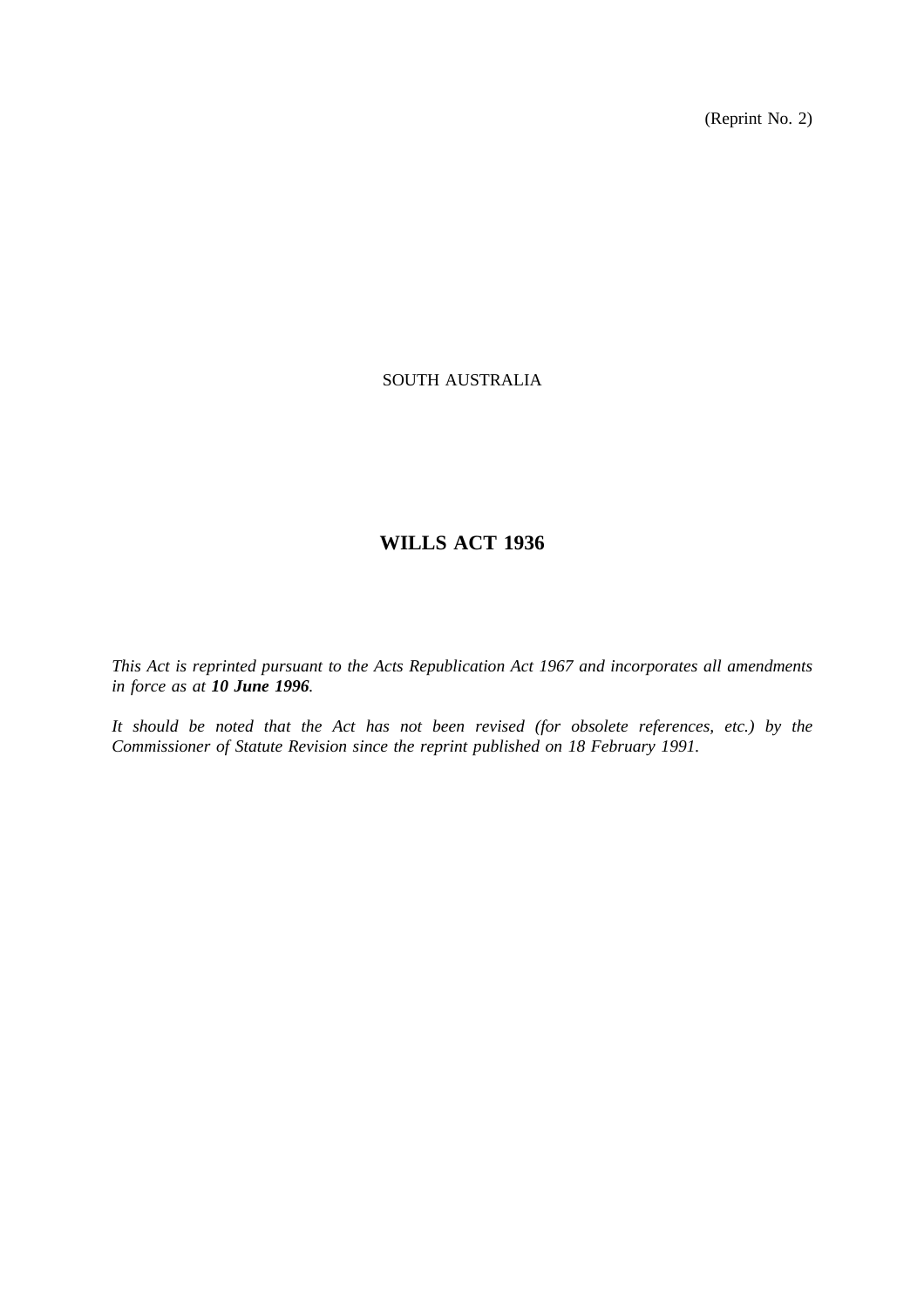(Reprint No. 2)

SOUTH AUSTRALIA

# WILLS ACT 1936

*This Act is reprinted pursuant to the Acts Republication Act 1967 and incorporates all amendments in force as at **10 June 1996**.*

*It should be noted that the Act has not been revised (for obsolete references, etc.) by the Commissioner of Statute Revision since the reprint published on 18 February 1991.*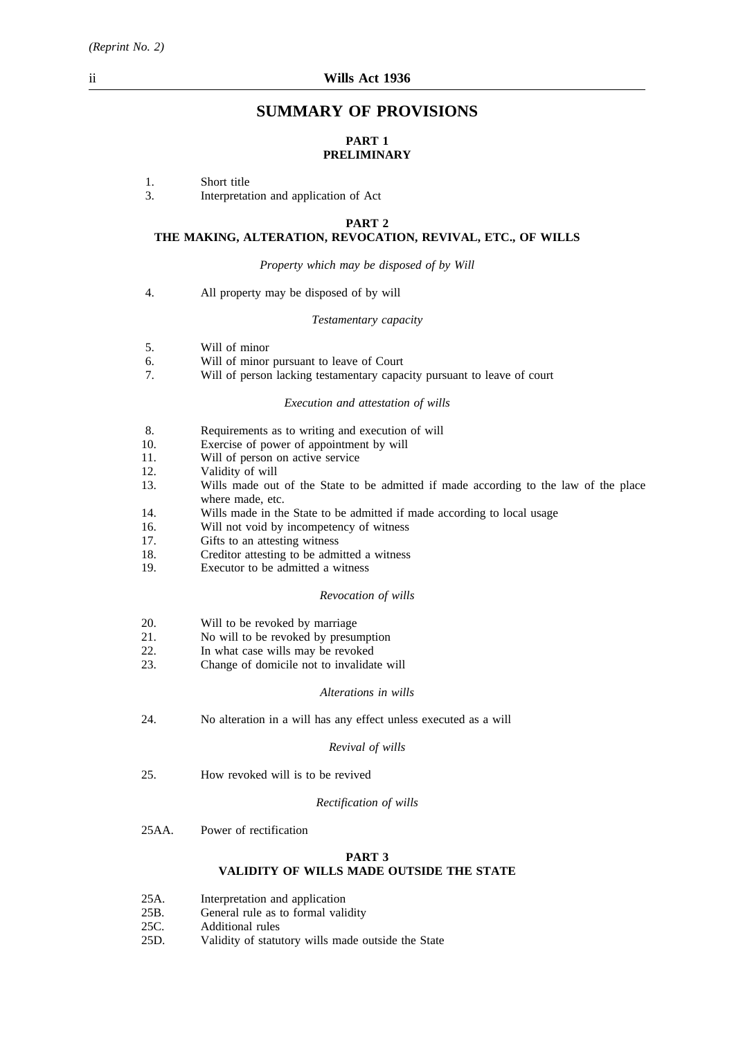## SUMMARY OF PROVISIONS

### PART 1
### PRELIMINARY

1. Short title
3. Interpretation and application of Act

### PART 2
### THE MAKING, ALTERATION, REVOCATION, REVIVAL, ETC., OF WILLS

*Property which may be disposed of by Will*

4. All property may be disposed of by will

*Testamentary capacity*

5. Will of minor
6. Will of minor pursuant to leave of Court
7. Will of person lacking testamentary capacity pursuant to leave of court

*Execution and attestation of wills*

8. Requirements as to writing and execution of will
10. Exercise of power of appointment by will
11. Will of person on active service
12. Validity of will
13. Wills made out of the State to be admitted if made according to the law of the place where made, etc.
14. Wills made in the State to be admitted if made according to local usage
16. Will not void by incompetency of witness
17. Gifts to an attesting witness
18. Creditor attesting to be admitted a witness
19. Executor to be admitted a witness

*Revocation of wills*

20. Will to be revoked by marriage
21. No will to be revoked by presumption
22. In what case wills may be revoked
23. Change of domicile not to invalidate will

*Alterations in wills*

24. No alteration in a will has any effect unless executed as a will

*Revival of wills*

25. How revoked will is to be revived

*Rectification of wills*

25AA. Power of rectification

### PART 3
### VALIDITY OF WILLS MADE OUTSIDE THE STATE

25A. Interpretation and application
25B. General rule as to formal validity
25C. Additional rules
25D. Validity of statutory wills made outside the State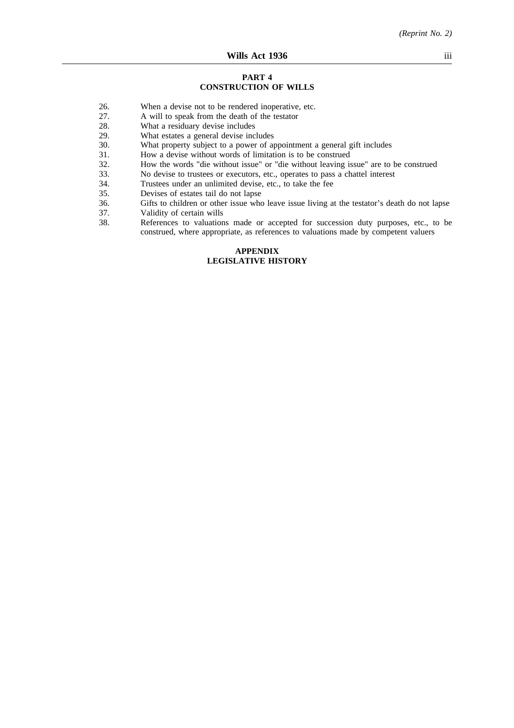## PART 4
## CONSTRUCTION OF WILLS

26. When a devise not to be rendered inoperative, etc.
27. A will to speak from the death of the testator
28. What a residuary devise includes
29. What estates a general devise includes
30. What property subject to a power of appointment a general gift includes
31. How a devise without words of limitation is to be construed
32. How the words "die without issue" or "die without leaving issue" are to be construed
33. No devise to trustees or executors, etc., operates to pass a chattel interest
34. Trustees under an unlimited devise, etc., to take the fee
35. Devises of estates tail do not lapse
36. Gifts to children or other issue who leave issue living at the testator's death do not lapse
37. Validity of certain wills
38. References to valuations made or accepted for succession duty purposes, etc., to be construed, where appropriate, as references to valuations made by competent valuers

## APPENDIX
## LEGISLATIVE HISTORY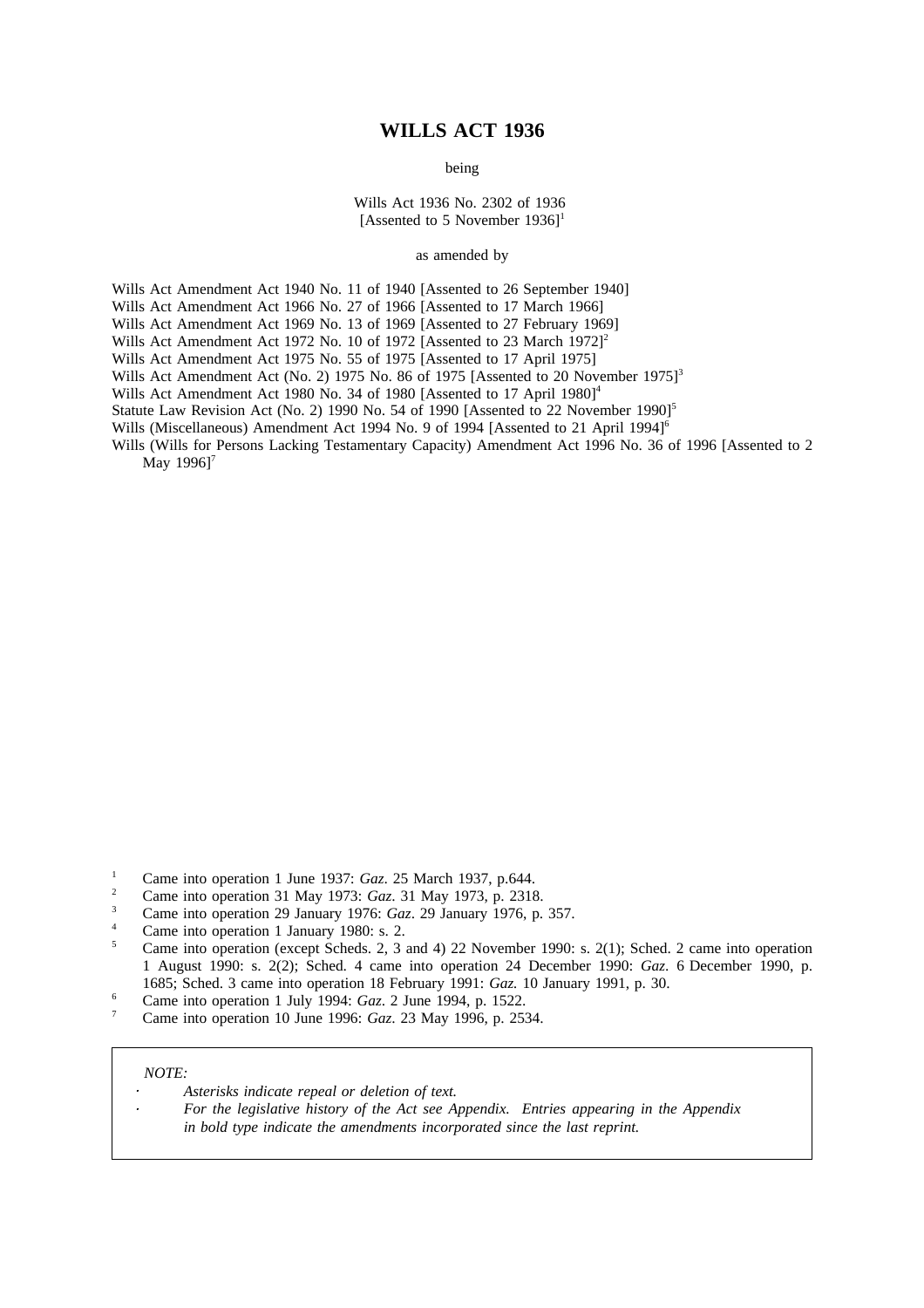# WILLS ACT 1936

being

Wills Act 1936 No. 2302 of 1936
[Assented to 5 November 1936][1]

as amended by

Wills Act Amendment Act 1940 No. 11 of 1940 [Assented to 26 September 1940]
Wills Act Amendment Act 1966 No. 27 of 1966 [Assented to 17 March 1966]
Wills Act Amendment Act 1969 No. 13 of 1969 [Assented to 27 February 1969]
Wills Act Amendment Act 1972 No. 10 of 1972 [Assented to 23 March 1972][2]
Wills Act Amendment Act 1975 No. 55 of 1975 [Assented to 17 April 1975]
Wills Act Amendment Act (No. 2) 1975 No. 86 of 1975 [Assented to 20 November 1975][3]
Wills Act Amendment Act 1980 No. 34 of 1980 [Assented to 17 April 1980][4]
Statute Law Revision Act (No. 2) 1990 No. 54 of 1990 [Assented to 22 November 1990][5]
Wills (Miscellaneous) Amendment Act 1994 No. 9 of 1994 [Assented to 21 April 1994][6]
Wills (Wills for Persons Lacking Testamentary Capacity) Amendment Act 1996 No. 36 of 1996 [Assented to 2 May 1996][7]

[1] Came into operation 1 June 1937: *Gaz*. 25 March 1937, p.644.
[2] Came into operation 31 May 1973: *Gaz*. 31 May 1973, p. 2318.
[3] Came into operation 29 January 1976: *Gaz*. 29 January 1976, p. 357.
[4] Came into operation 1 January 1980: s. 2.
[5] Came into operation (except Scheds. 2, 3 and 4) 22 November 1990: s. 2(1); Sched. 2 came into operation 1 August 1990: s. 2(2); Sched. 4 came into operation 24 December 1990: *Gaz*. 6 December 1990, p. 1685; Sched. 3 came into operation 18 February 1991: *Gaz.* 10 January 1991, p. 30.
[6] Came into operation 1 July 1994: *Gaz*. 2 June 1994, p. 1522.
[7] Came into operation 10 June 1996: *Gaz*. 23 May 1996, p. 2534.

*NOTE:*

- *Asterisks indicate repeal or deletion of text.*
- *For the legislative history of the Act see Appendix. Entries appearing in the Appendix in bold type indicate the amendments incorporated since the last reprint.*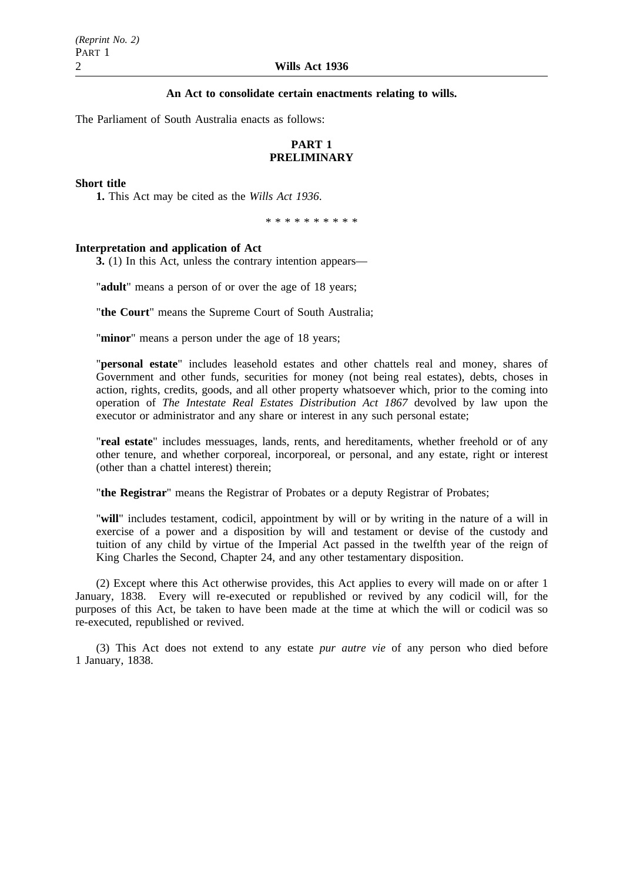**An Act to consolidate certain enactments relating to wills.**

The Parliament of South Australia enacts as follows:

## PART 1
## PRELIMINARY

**Short title**

**1.** This Act may be cited as the *Wills Act 1936*.

\* \* \* \* \* \* \* \* \* \*

**Interpretation and application of Act**

**3.** (1) In this Act, unless the contrary intention appears—

"**adult**" means a person of or over the age of 18 years;

"**the Court**" means the Supreme Court of South Australia;

"**minor**" means a person under the age of 18 years;

"**personal estate**" includes leasehold estates and other chattels real and money, shares of Government and other funds, securities for money (not being real estates), debts, choses in action, rights, credits, goods, and all other property whatsoever which, prior to the coming into operation of *The Intestate Real Estates Distribution Act 1867* devolved by law upon the executor or administrator and any share or interest in any such personal estate;

"**real estate**" includes messuages, lands, rents, and hereditaments, whether freehold or of any other tenure, and whether corporeal, incorporeal, or personal, and any estate, right or interest (other than a chattel interest) therein;

"**the Registrar**" means the Registrar of Probates or a deputy Registrar of Probates;

"**will**" includes testament, codicil, appointment by will or by writing in the nature of a will in exercise of a power and a disposition by will and testament or devise of the custody and tuition of any child by virtue of the Imperial Act passed in the twelfth year of the reign of King Charles the Second, Chapter 24, and any other testamentary disposition.

(2) Except where this Act otherwise provides, this Act applies to every will made on or after 1 January, 1838. Every will re-executed or republished or revived by any codicil will, for the purposes of this Act, be taken to have been made at the time at which the will or codicil was so re-executed, republished or revived.

(3) This Act does not extend to any estate *pur autre vie* of any person who died before 1 January, 1838.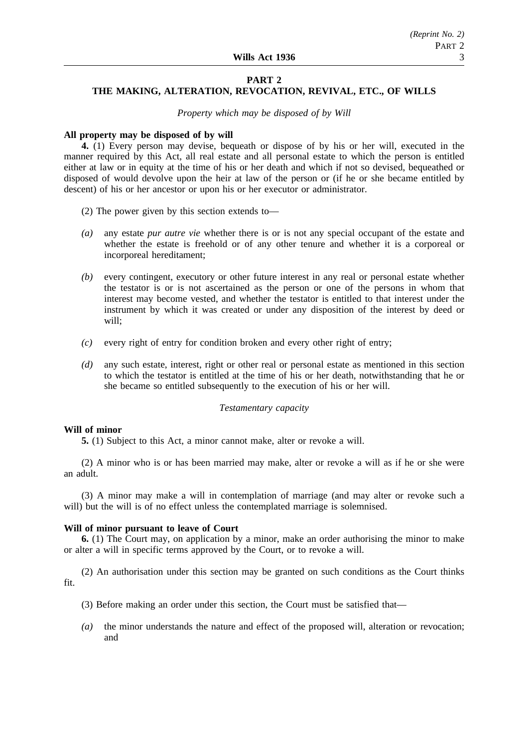## PART 2
## THE MAKING, ALTERATION, REVOCATION, REVIVAL, ETC., OF WILLS

*Property which may be disposed of by Will*

**All property may be disposed of by will**

**4.** (1) Every person may devise, bequeath or dispose of by his or her will, executed in the manner required by this Act, all real estate and all personal estate to which the person is entitled either at law or in equity at the time of his or her death and which if not so devised, bequeathed or disposed of would devolve upon the heir at law of the person or (if he or she became entitled by descent) of his or her ancestor or upon his or her executor or administrator.

(2) The power given by this section extends to—

*(a)* any estate *pur autre vie* whether there is or is not any special occupant of the estate and whether the estate is freehold or of any other tenure and whether it is a corporeal or incorporeal hereditament;

*(b)* every contingent, executory or other future interest in any real or personal estate whether the testator is or is not ascertained as the person or one of the persons in whom that interest may become vested, and whether the testator is entitled to that interest under the instrument by which it was created or under any disposition of the interest by deed or will;

*(c)* every right of entry for condition broken and every other right of entry;

*(d)* any such estate, interest, right or other real or personal estate as mentioned in this section to which the testator is entitled at the time of his or her death, notwithstanding that he or she became so entitled subsequently to the execution of his or her will.

*Testamentary capacity*

**Will of minor**

**5.** (1) Subject to this Act, a minor cannot make, alter or revoke a will.

(2) A minor who is or has been married may make, alter or revoke a will as if he or she were an adult.

(3) A minor may make a will in contemplation of marriage (and may alter or revoke such a will) but the will is of no effect unless the contemplated marriage is solemnised.

**Will of minor pursuant to leave of Court**

**6.** (1) The Court may, on application by a minor, make an order authorising the minor to make or alter a will in specific terms approved by the Court, or to revoke a will.

(2) An authorisation under this section may be granted on such conditions as the Court thinks fit.

(3) Before making an order under this section, the Court must be satisfied that—

*(a)* the minor understands the nature and effect of the proposed will, alteration or revocation; and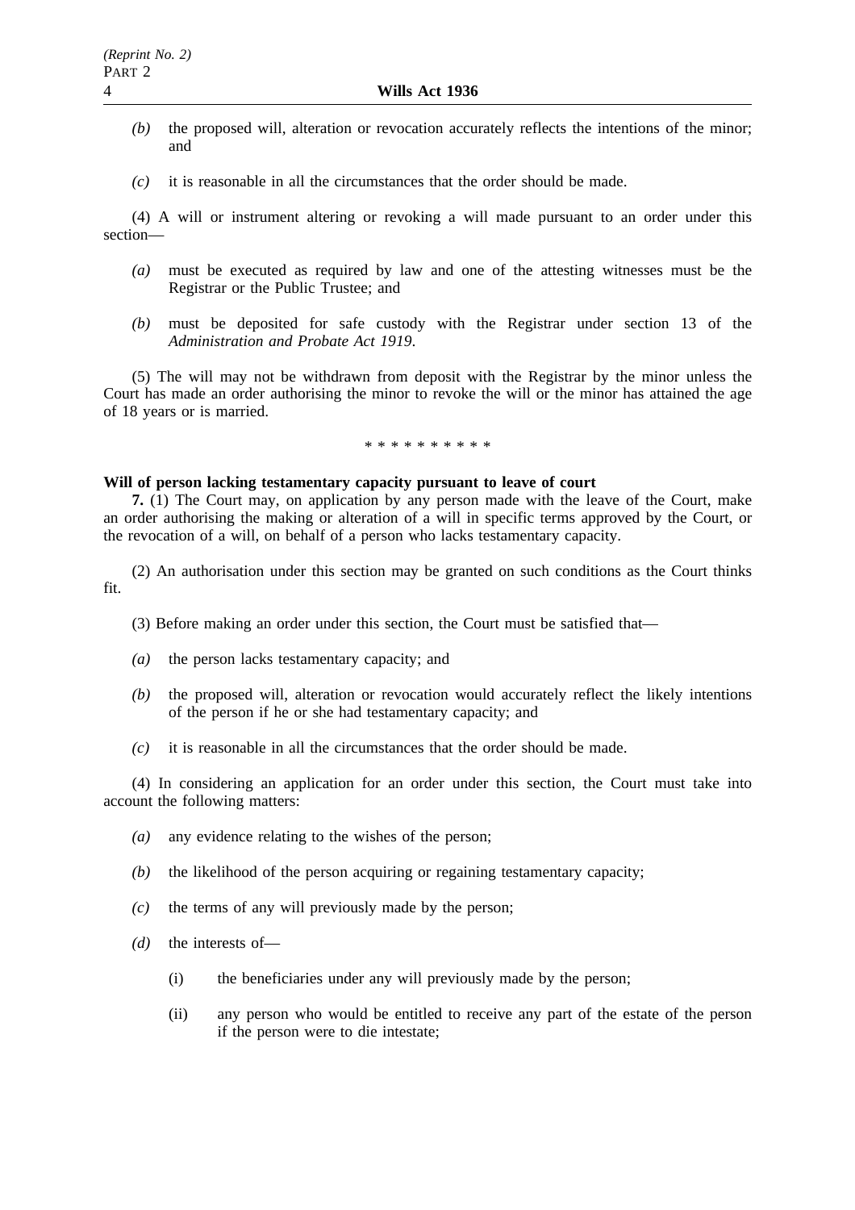*(b)* the proposed will, alteration or revocation accurately reflects the intentions of the minor; and

*(c)* it is reasonable in all the circumstances that the order should be made.

(4) A will or instrument altering or revoking a will made pursuant to an order under this section—

*(a)* must be executed as required by law and one of the attesting witnesses must be the Registrar or the Public Trustee; and

*(b)* must be deposited for safe custody with the Registrar under section 13 of the *Administration and Probate Act 1919*.

(5) The will may not be withdrawn from deposit with the Registrar by the minor unless the Court has made an order authorising the minor to revoke the will or the minor has attained the age of 18 years or is married.

\* \* \* \* \* \* \* \* \* \*

**Will of person lacking testamentary capacity pursuant to leave of court**

**7.** (1) The Court may, on application by any person made with the leave of the Court, make an order authorising the making or alteration of a will in specific terms approved by the Court, or the revocation of a will, on behalf of a person who lacks testamentary capacity.

(2) An authorisation under this section may be granted on such conditions as the Court thinks fit.

(3) Before making an order under this section, the Court must be satisfied that—

*(a)* the person lacks testamentary capacity; and

*(b)* the proposed will, alteration or revocation would accurately reflect the likely intentions of the person if he or she had testamentary capacity; and

*(c)* it is reasonable in all the circumstances that the order should be made.

(4) In considering an application for an order under this section, the Court must take into account the following matters:

*(a)* any evidence relating to the wishes of the person;

*(b)* the likelihood of the person acquiring or regaining testamentary capacity;

*(c)* the terms of any will previously made by the person;

*(d)* the interests of—

(i) the beneficiaries under any will previously made by the person;

(ii) any person who would be entitled to receive any part of the estate of the person if the person were to die intestate;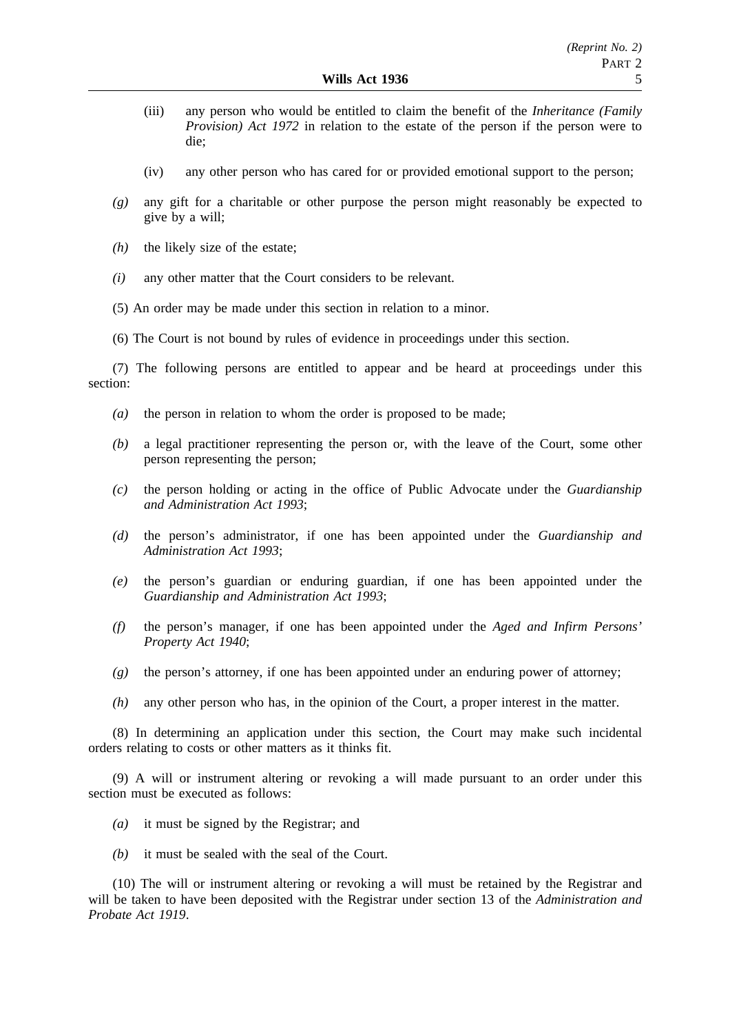(iii) any person who would be entitled to claim the benefit of the *Inheritance (Family Provision) Act 1972* in relation to the estate of the person if the person were to die;

(iv) any other person who has cared for or provided emotional support to the person;

*(g)* any gift for a charitable or other purpose the person might reasonably be expected to give by a will;

*(h)* the likely size of the estate;

*(i)* any other matter that the Court considers to be relevant.

(5) An order may be made under this section in relation to a minor.

(6) The Court is not bound by rules of evidence in proceedings under this section.

(7) The following persons are entitled to appear and be heard at proceedings under this section:

*(a)* the person in relation to whom the order is proposed to be made;

*(b)* a legal practitioner representing the person or, with the leave of the Court, some other person representing the person;

*(c)* the person holding or acting in the office of Public Advocate under the *Guardianship and Administration Act 1993*;

*(d)* the person's administrator, if one has been appointed under the *Guardianship and Administration Act 1993*;

*(e)* the person's guardian or enduring guardian, if one has been appointed under the *Guardianship and Administration Act 1993*;

*(f)* the person's manager, if one has been appointed under the *Aged and Infirm Persons' Property Act 1940*;

*(g)* the person's attorney, if one has been appointed under an enduring power of attorney;

*(h)* any other person who has, in the opinion of the Court, a proper interest in the matter.

(8) In determining an application under this section, the Court may make such incidental orders relating to costs or other matters as it thinks fit.

(9) A will or instrument altering or revoking a will made pursuant to an order under this section must be executed as follows:

*(a)* it must be signed by the Registrar; and

*(b)* it must be sealed with the seal of the Court.

(10) The will or instrument altering or revoking a will must be retained by the Registrar and will be taken to have been deposited with the Registrar under section 13 of the *Administration and Probate Act 1919*.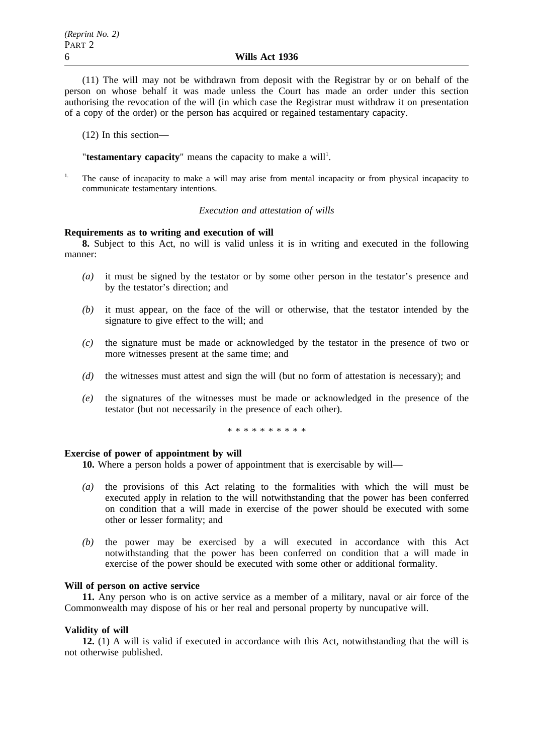(11) The will may not be withdrawn from deposit with the Registrar by or on behalf of the person on whose behalf it was made unless the Court has made an order under this section authorising the revocation of the will (in which case the Registrar must withdraw it on presentation of a copy of the order) or the person has acquired or regained testamentary capacity.

(12) In this section—

"**testamentary capacity**" means the capacity to make a will[1].

[1.] The cause of incapacity to make a will may arise from mental incapacity or from physical incapacity to communicate testamentary intentions.

*Execution and attestation of wills*

**Requirements as to writing and execution of will**

**8.** Subject to this Act, no will is valid unless it is in writing and executed in the following manner:

*(a)* it must be signed by the testator or by some other person in the testator's presence and by the testator's direction; and

*(b)* it must appear, on the face of the will or otherwise, that the testator intended by the signature to give effect to the will; and

*(c)* the signature must be made or acknowledged by the testator in the presence of two or more witnesses present at the same time; and

*(d)* the witnesses must attest and sign the will (but no form of attestation is necessary); and

*(e)* the signatures of the witnesses must be made or acknowledged in the presence of the testator (but not necessarily in the presence of each other).

* * * * * * * * * *

**Exercise of power of appointment by will**

**10.** Where a person holds a power of appointment that is exercisable by will—

*(a)* the provisions of this Act relating to the formalities with which the will must be executed apply in relation to the will notwithstanding that the power has been conferred on condition that a will made in exercise of the power should be executed with some other or lesser formality; and

*(b)* the power may be exercised by a will executed in accordance with this Act notwithstanding that the power has been conferred on condition that a will made in exercise of the power should be executed with some other or additional formality.

**Will of person on active service**

**11.** Any person who is on active service as a member of a military, naval or air force of the Commonwealth may dispose of his or her real and personal property by nuncupative will.

**Validity of will**

**12.** (1) A will is valid if executed in accordance with this Act, notwithstanding that the will is not otherwise published.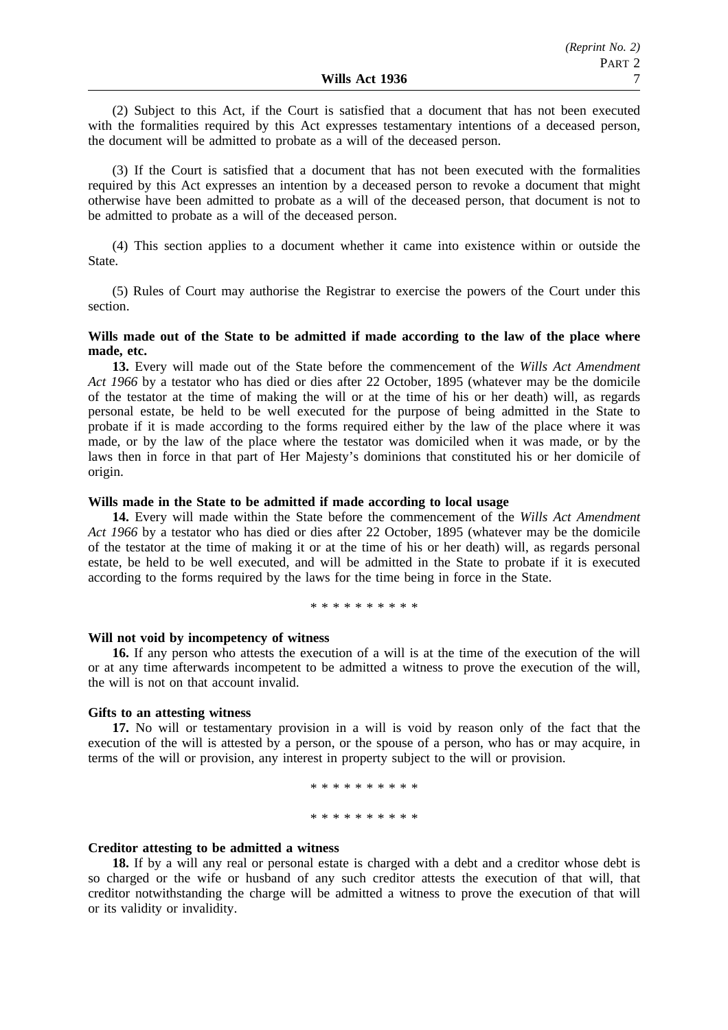(2) Subject to this Act, if the Court is satisfied that a document that has not been executed with the formalities required by this Act expresses testamentary intentions of a deceased person, the document will be admitted to probate as a will of the deceased person.

(3) If the Court is satisfied that a document that has not been executed with the formalities required by this Act expresses an intention by a deceased person to revoke a document that might otherwise have been admitted to probate as a will of the deceased person, that document is not to be admitted to probate as a will of the deceased person.

(4) This section applies to a document whether it came into existence within or outside the State.

(5) Rules of Court may authorise the Registrar to exercise the powers of the Court under this section.

**Wills made out of the State to be admitted if made according to the law of the place where made, etc.**

**13.** Every will made out of the State before the commencement of the *Wills Act Amendment Act 1966* by a testator who has died or dies after 22 October, 1895 (whatever may be the domicile of the testator at the time of making the will or at the time of his or her death) will, as regards personal estate, be held to be well executed for the purpose of being admitted in the State to probate if it is made according to the forms required either by the law of the place where it was made, or by the law of the place where the testator was domiciled when it was made, or by the laws then in force in that part of Her Majesty's dominions that constituted his or her domicile of origin.

**Wills made in the State to be admitted if made according to local usage**

**14.** Every will made within the State before the commencement of the *Wills Act Amendment Act 1966* by a testator who has died or dies after 22 October, 1895 (whatever may be the domicile of the testator at the time of making it or at the time of his or her death) will, as regards personal estate, be held to be well executed, and will be admitted in the State to probate if it is executed according to the forms required by the laws for the time being in force in the State.

* * * * * * * * * *

**Will not void by incompetency of witness**

**16.** If any person who attests the execution of a will is at the time of the execution of the will or at any time afterwards incompetent to be admitted a witness to prove the execution of the will, the will is not on that account invalid.

**Gifts to an attesting witness**

**17.** No will or testamentary provision in a will is void by reason only of the fact that the execution of the will is attested by a person, or the spouse of a person, who has or may acquire, in terms of the will or provision, any interest in property subject to the will or provision.

* * * * * * * * * *

* * * * * * * * * *

**Creditor attesting to be admitted a witness**

**18.** If by a will any real or personal estate is charged with a debt and a creditor whose debt is so charged or the wife or husband of any such creditor attests the execution of that will, that creditor notwithstanding the charge will be admitted a witness to prove the execution of that will or its validity or invalidity.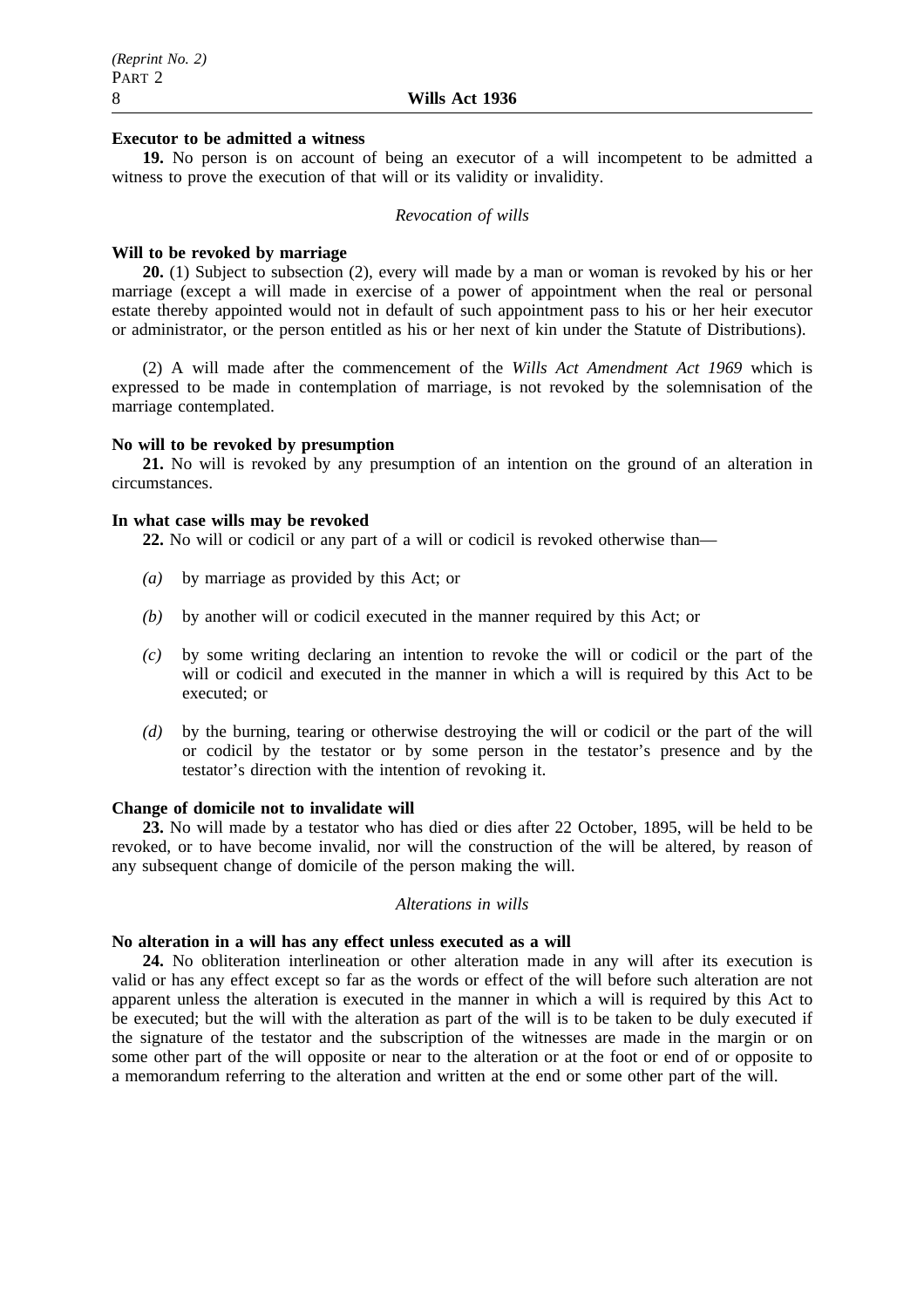**Executor to be admitted a witness**

**19.** No person is on account of being an executor of a will incompetent to be admitted a witness to prove the execution of that will or its validity or invalidity.

*Revocation of wills*

**Will to be revoked by marriage**

**20.** (1) Subject to subsection (2), every will made by a man or woman is revoked by his or her marriage (except a will made in exercise of a power of appointment when the real or personal estate thereby appointed would not in default of such appointment pass to his or her heir executor or administrator, or the person entitled as his or her next of kin under the Statute of Distributions).

(2) A will made after the commencement of the *Wills Act Amendment Act 1969* which is expressed to be made in contemplation of marriage, is not revoked by the solemnisation of the marriage contemplated.

**No will to be revoked by presumption**

**21.** No will is revoked by any presumption of an intention on the ground of an alteration in circumstances.

**In what case wills may be revoked**

**22.** No will or codicil or any part of a will or codicil is revoked otherwise than—

*(a)* by marriage as provided by this Act; or

*(b)* by another will or codicil executed in the manner required by this Act; or

*(c)* by some writing declaring an intention to revoke the will or codicil or the part of the will or codicil and executed in the manner in which a will is required by this Act to be executed; or

*(d)* by the burning, tearing or otherwise destroying the will or codicil or the part of the will or codicil by the testator or by some person in the testator's presence and by the testator's direction with the intention of revoking it.

**Change of domicile not to invalidate will**

**23.** No will made by a testator who has died or dies after 22 October, 1895, will be held to be revoked, or to have become invalid, nor will the construction of the will be altered, by reason of any subsequent change of domicile of the person making the will.

*Alterations in wills*

**No alteration in a will has any effect unless executed as a will**

**24.** No obliteration interlineation or other alteration made in any will after its execution is valid or has any effect except so far as the words or effect of the will before such alteration are not apparent unless the alteration is executed in the manner in which a will is required by this Act to be executed; but the will with the alteration as part of the will is to be taken to be duly executed if the signature of the testator and the subscription of the witnesses are made in the margin or on some other part of the will opposite or near to the alteration or at the foot or end of or opposite to a memorandum referring to the alteration and written at the end or some other part of the will.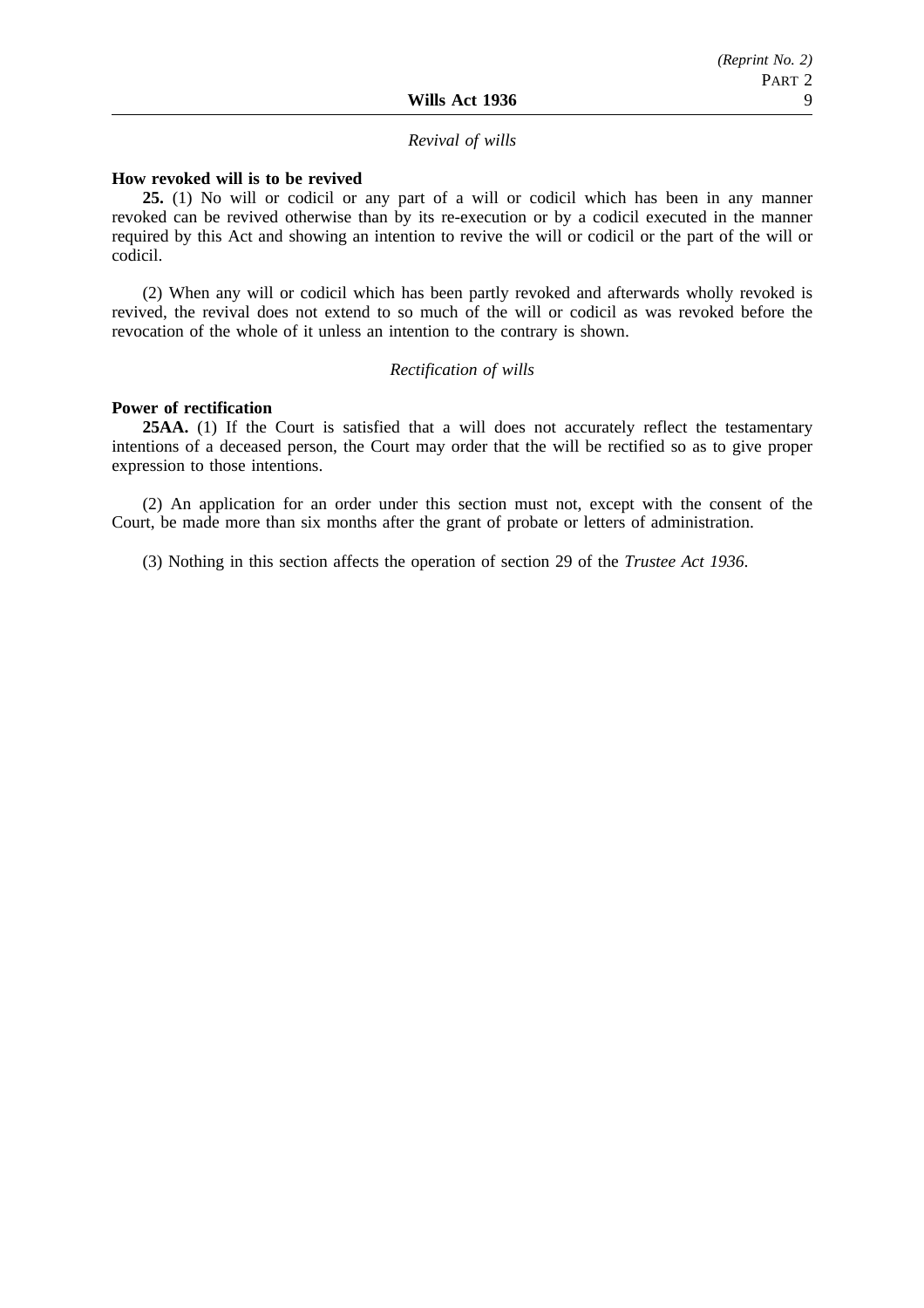*Revival of wills*

**How revoked will is to be revived**

**25.** (1) No will or codicil or any part of a will or codicil which has been in any manner revoked can be revived otherwise than by its re-execution or by a codicil executed in the manner required by this Act and showing an intention to revive the will or codicil or the part of the will or codicil.

(2) When any will or codicil which has been partly revoked and afterwards wholly revoked is revived, the revival does not extend to so much of the will or codicil as was revoked before the revocation of the whole of it unless an intention to the contrary is shown.

*Rectification of wills*

**Power of rectification**

**25AA.** (1) If the Court is satisfied that a will does not accurately reflect the testamentary intentions of a deceased person, the Court may order that the will be rectified so as to give proper expression to those intentions.

(2) An application for an order under this section must not, except with the consent of the Court, be made more than six months after the grant of probate or letters of administration.

(3) Nothing in this section affects the operation of section 29 of the *Trustee Act 1936*.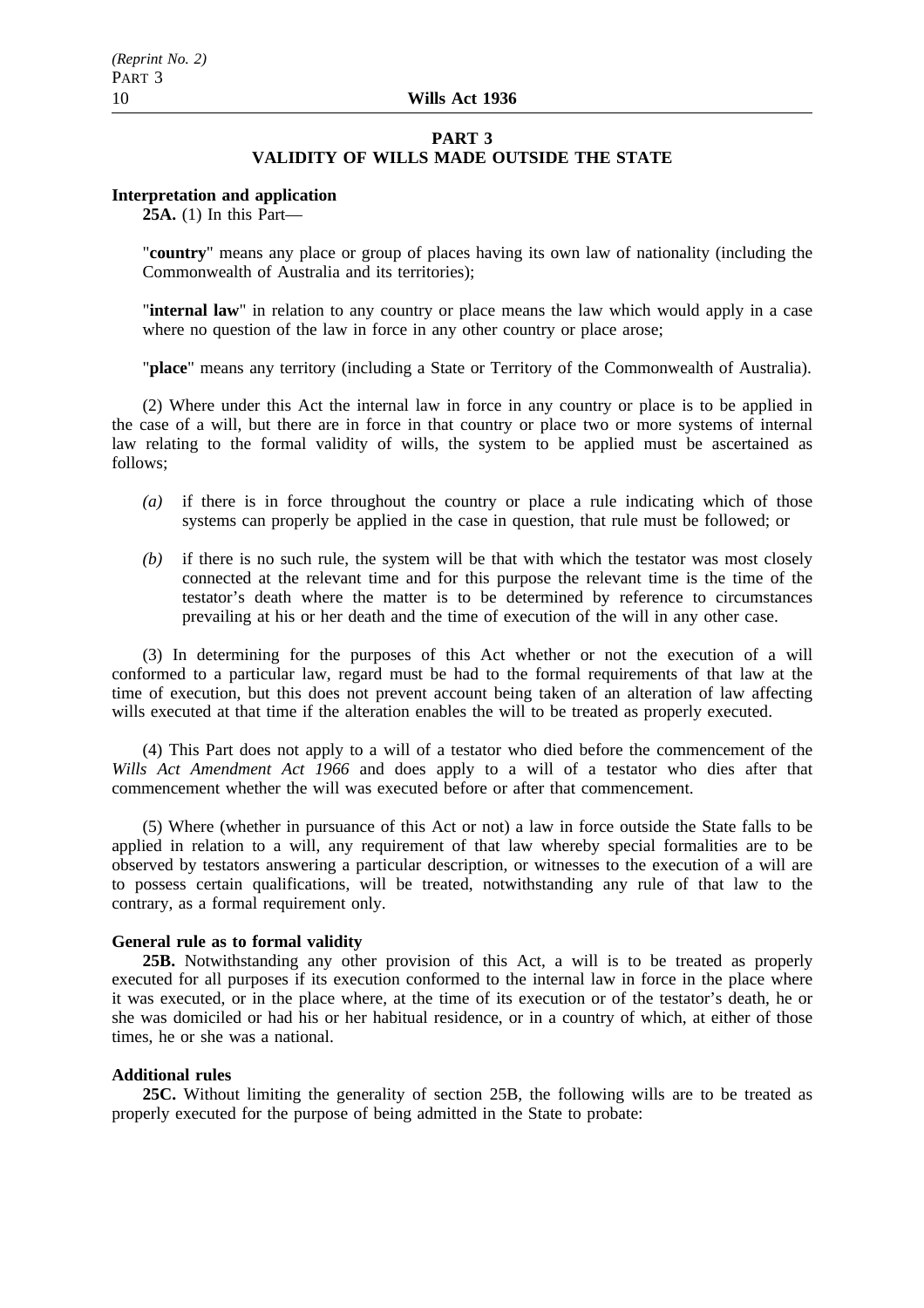## PART 3
## VALIDITY OF WILLS MADE OUTSIDE THE STATE

**Interpretation and application**

**25A.** (1) In this Part—

"**country**" means any place or group of places having its own law of nationality (including the Commonwealth of Australia and its territories);

"**internal law**" in relation to any country or place means the law which would apply in a case where no question of the law in force in any other country or place arose;

"**place**" means any territory (including a State or Territory of the Commonwealth of Australia).

(2) Where under this Act the internal law in force in any country or place is to be applied in the case of a will, but there are in force in that country or place two or more systems of internal law relating to the formal validity of wills, the system to be applied must be ascertained as follows;

- *(a)* if there is in force throughout the country or place a rule indicating which of those systems can properly be applied in the case in question, that rule must be followed; or
- *(b)* if there is no such rule, the system will be that with which the testator was most closely connected at the relevant time and for this purpose the relevant time is the time of the testator's death where the matter is to be determined by reference to circumstances prevailing at his or her death and the time of execution of the will in any other case.

(3) In determining for the purposes of this Act whether or not the execution of a will conformed to a particular law, regard must be had to the formal requirements of that law at the time of execution, but this does not prevent account being taken of an alteration of law affecting wills executed at that time if the alteration enables the will to be treated as properly executed.

(4) This Part does not apply to a will of a testator who died before the commencement of the *Wills Act Amendment Act 1966* and does apply to a will of a testator who dies after that commencement whether the will was executed before or after that commencement.

(5) Where (whether in pursuance of this Act or not) a law in force outside the State falls to be applied in relation to a will, any requirement of that law whereby special formalities are to be observed by testators answering a particular description, or witnesses to the execution of a will are to possess certain qualifications, will be treated, notwithstanding any rule of that law to the contrary, as a formal requirement only.

**General rule as to formal validity**

**25B.** Notwithstanding any other provision of this Act, a will is to be treated as properly executed for all purposes if its execution conformed to the internal law in force in the place where it was executed, or in the place where, at the time of its execution or of the testator's death, he or she was domiciled or had his or her habitual residence, or in a country of which, at either of those times, he or she was a national.

**Additional rules**

**25C.** Without limiting the generality of section 25B, the following wills are to be treated as properly executed for the purpose of being admitted in the State to probate: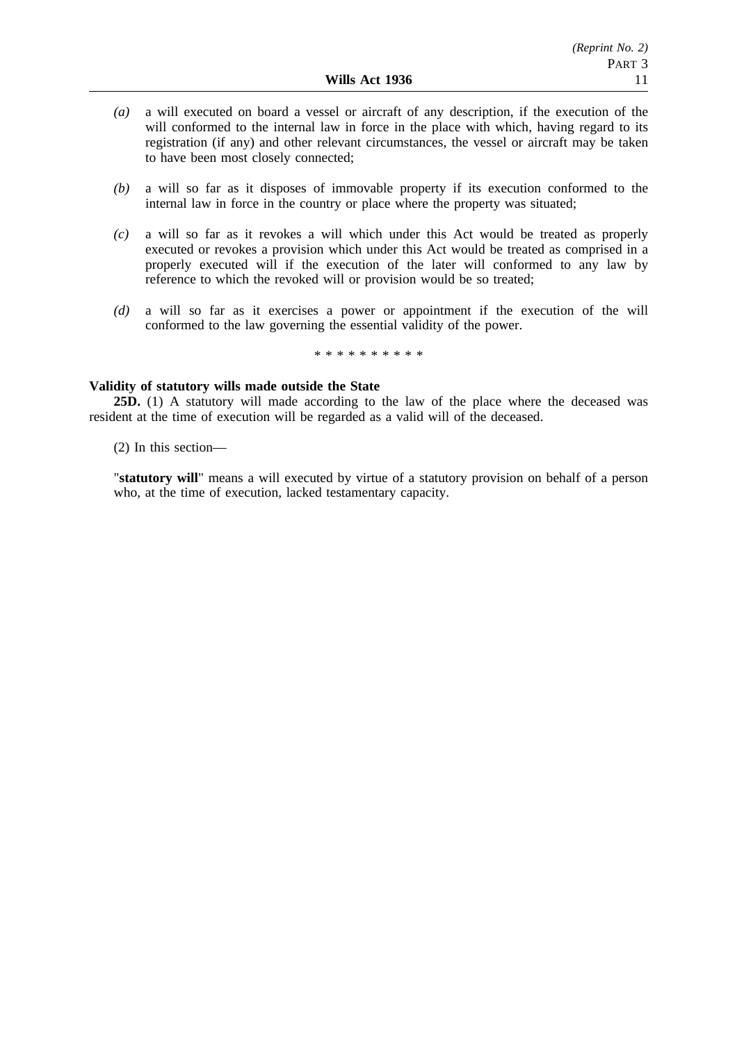*(a)* a will executed on board a vessel or aircraft of any description, if the execution of the will conformed to the internal law in force in the place with which, having regard to its registration (if any) and other relevant circumstances, the vessel or aircraft may be taken to have been most closely connected;

*(b)* a will so far as it disposes of immovable property if its execution conformed to the internal law in force in the country or place where the property was situated;

*(c)* a will so far as it revokes a will which under this Act would be treated as properly executed or revokes a provision which under this Act would be treated as comprised in a properly executed will if the execution of the later will conformed to any law by reference to which the revoked will or provision would be so treated;

*(d)* a will so far as it exercises a power or appointment if the execution of the will conformed to the law governing the essential validity of the power.

\* \* \* \* \* \* \* \* \* \*

**Validity of statutory wills made outside the State**

**25D.** (1) A statutory will made according to the law of the place where the deceased was resident at the time of execution will be regarded as a valid will of the deceased.

(2) In this section—

"**statutory will**" means a will executed by virtue of a statutory provision on behalf of a person who, at the time of execution, lacked testamentary capacity.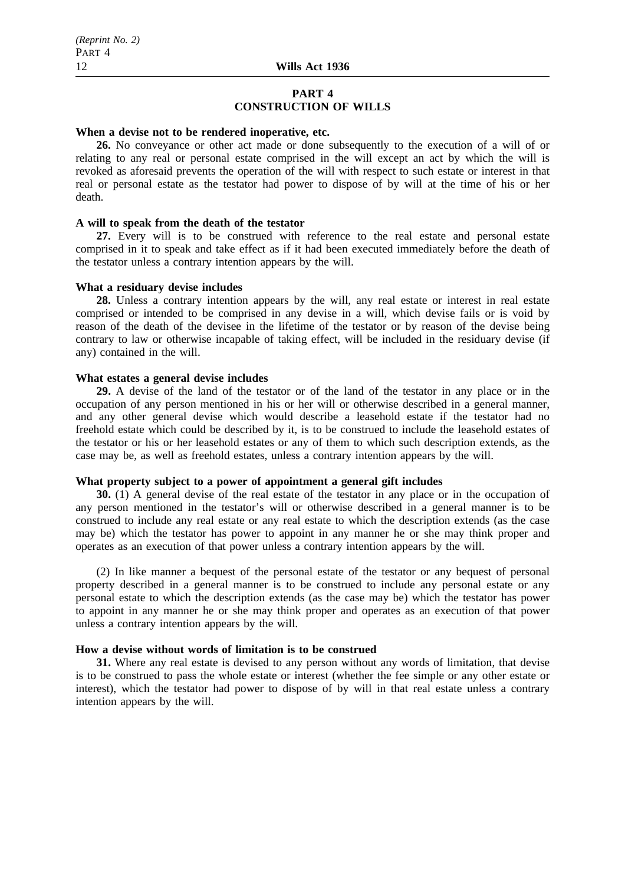## PART 4
## CONSTRUCTION OF WILLS

**When a devise not to be rendered inoperative, etc.**

**26.** No conveyance or other act made or done subsequently to the execution of a will of or relating to any real or personal estate comprised in the will except an act by which the will is revoked as aforesaid prevents the operation of the will with respect to such estate or interest in that real or personal estate as the testator had power to dispose of by will at the time of his or her death.

**A will to speak from the death of the testator**

**27.** Every will is to be construed with reference to the real estate and personal estate comprised in it to speak and take effect as if it had been executed immediately before the death of the testator unless a contrary intention appears by the will.

**What a residuary devise includes**

**28.** Unless a contrary intention appears by the will, any real estate or interest in real estate comprised or intended to be comprised in any devise in a will, which devise fails or is void by reason of the death of the devisee in the lifetime of the testator or by reason of the devise being contrary to law or otherwise incapable of taking effect, will be included in the residuary devise (if any) contained in the will.

**What estates a general devise includes**

**29.** A devise of the land of the testator or of the land of the testator in any place or in the occupation of any person mentioned in his or her will or otherwise described in a general manner, and any other general devise which would describe a leasehold estate if the testator had no freehold estate which could be described by it, is to be construed to include the leasehold estates of the testator or his or her leasehold estates or any of them to which such description extends, as the case may be, as well as freehold estates, unless a contrary intention appears by the will.

**What property subject to a power of appointment a general gift includes**

**30.** (1) A general devise of the real estate of the testator in any place or in the occupation of any person mentioned in the testator's will or otherwise described in a general manner is to be construed to include any real estate or any real estate to which the description extends (as the case may be) which the testator has power to appoint in any manner he or she may think proper and operates as an execution of that power unless a contrary intention appears by the will.

(2) In like manner a bequest of the personal estate of the testator or any bequest of personal property described in a general manner is to be construed to include any personal estate or any personal estate to which the description extends (as the case may be) which the testator has power to appoint in any manner he or she may think proper and operates as an execution of that power unless a contrary intention appears by the will.

**How a devise without words of limitation is to be construed**

**31.** Where any real estate is devised to any person without any words of limitation, that devise is to be construed to pass the whole estate or interest (whether the fee simple or any other estate or interest), which the testator had power to dispose of by will in that real estate unless a contrary intention appears by the will.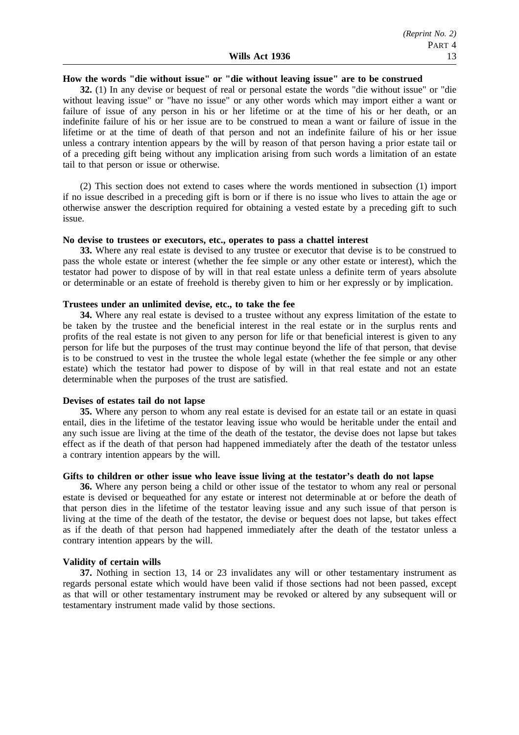**How the words "die without issue" or "die without leaving issue" are to be construed**

**32.** (1) In any devise or bequest of real or personal estate the words "die without issue" or "die without leaving issue" or "have no issue" or any other words which may import either a want or failure of issue of any person in his or her lifetime or at the time of his or her death, or an indefinite failure of his or her issue are to be construed to mean a want or failure of issue in the lifetime or at the time of death of that person and not an indefinite failure of his or her issue unless a contrary intention appears by the will by reason of that person having a prior estate tail or of a preceding gift being without any implication arising from such words a limitation of an estate tail to that person or issue or otherwise.

(2) This section does not extend to cases where the words mentioned in subsection (1) import if no issue described in a preceding gift is born or if there is no issue who lives to attain the age or otherwise answer the description required for obtaining a vested estate by a preceding gift to such issue.

**No devise to trustees or executors, etc., operates to pass a chattel interest**

**33.** Where any real estate is devised to any trustee or executor that devise is to be construed to pass the whole estate or interest (whether the fee simple or any other estate or interest), which the testator had power to dispose of by will in that real estate unless a definite term of years absolute or determinable or an estate of freehold is thereby given to him or her expressly or by implication.

**Trustees under an unlimited devise, etc., to take the fee**

**34.** Where any real estate is devised to a trustee without any express limitation of the estate to be taken by the trustee and the beneficial interest in the real estate or in the surplus rents and profits of the real estate is not given to any person for life or that beneficial interest is given to any person for life but the purposes of the trust may continue beyond the life of that person, that devise is to be construed to vest in the trustee the whole legal estate (whether the fee simple or any other estate) which the testator had power to dispose of by will in that real estate and not an estate determinable when the purposes of the trust are satisfied.

**Devises of estates tail do not lapse**

**35.** Where any person to whom any real estate is devised for an estate tail or an estate in quasi entail, dies in the lifetime of the testator leaving issue who would be heritable under the entail and any such issue are living at the time of the death of the testator, the devise does not lapse but takes effect as if the death of that person had happened immediately after the death of the testator unless a contrary intention appears by the will.

**Gifts to children or other issue who leave issue living at the testator's death do not lapse**

**36.** Where any person being a child or other issue of the testator to whom any real or personal estate is devised or bequeathed for any estate or interest not determinable at or before the death of that person dies in the lifetime of the testator leaving issue and any such issue of that person is living at the time of the death of the testator, the devise or bequest does not lapse, but takes effect as if the death of that person had happened immediately after the death of the testator unless a contrary intention appears by the will.

**Validity of certain wills**

**37.** Nothing in section 13, 14 or 23 invalidates any will or other testamentary instrument as regards personal estate which would have been valid if those sections had not been passed, except as that will or other testamentary instrument may be revoked or altered by any subsequent will or testamentary instrument made valid by those sections.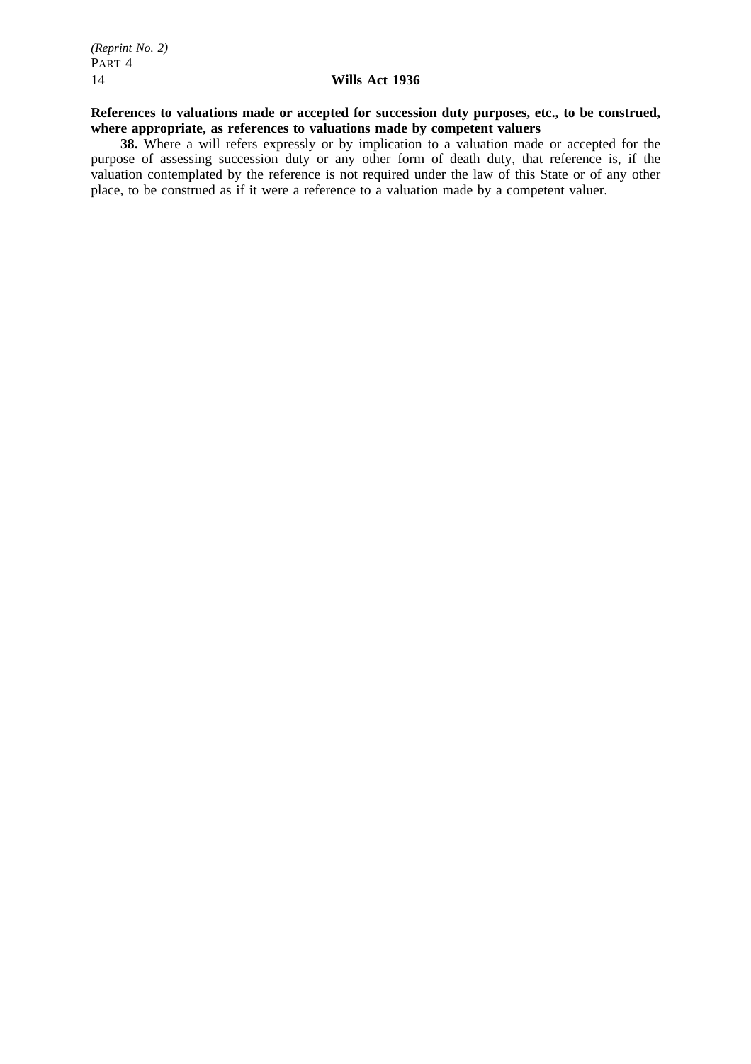**References to valuations made or accepted for succession duty purposes, etc., to be construed, where appropriate, as references to valuations made by competent valuers**

**38.** Where a will refers expressly or by implication to a valuation made or accepted for the purpose of assessing succession duty or any other form of death duty, that reference is, if the valuation contemplated by the reference is not required under the law of this State or of any other place, to be construed as if it were a reference to a valuation made by a competent valuer.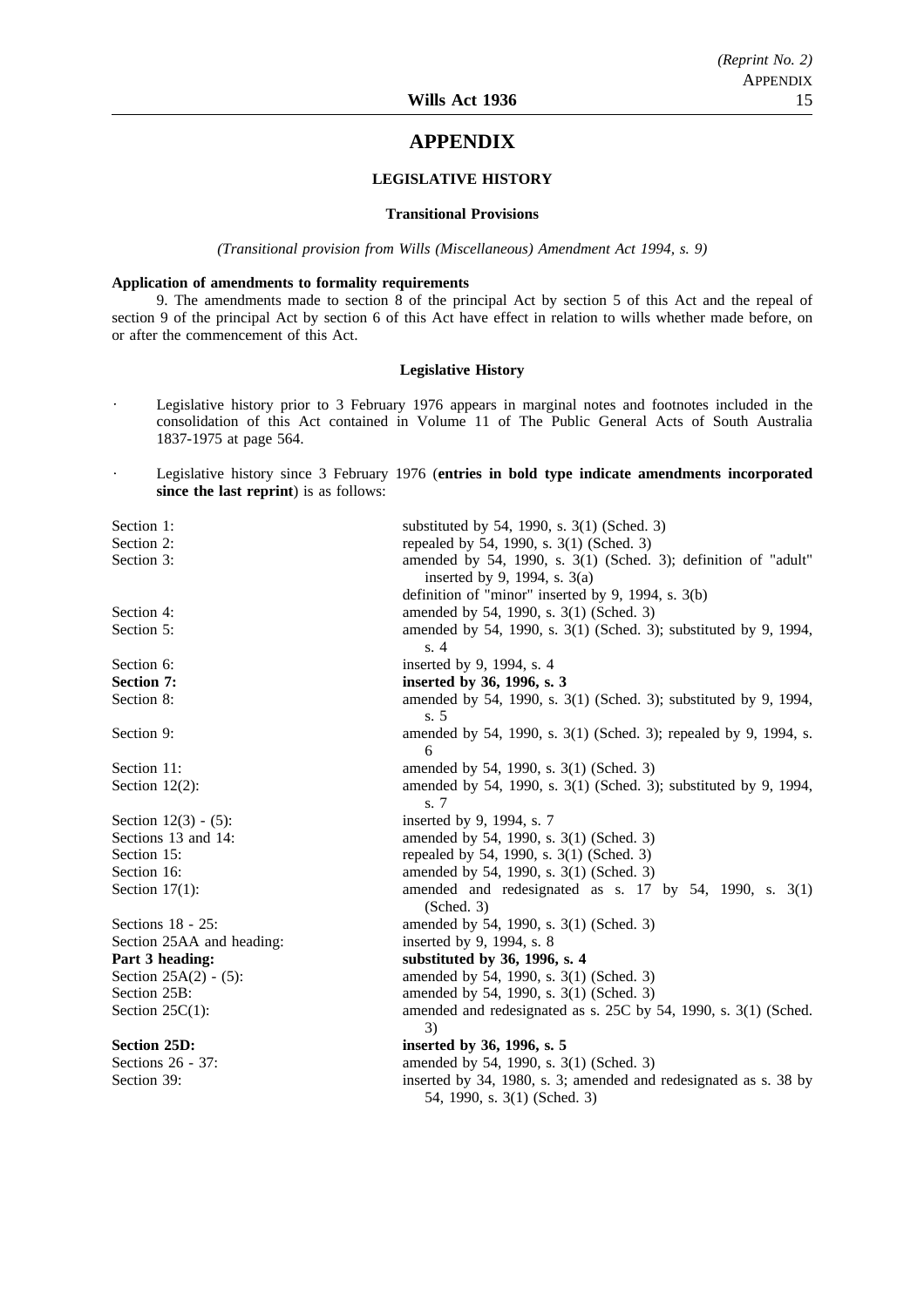# APPENDIX

## LEGISLATIVE HISTORY

### Transitional Provisions

*(Transitional provision from Wills (Miscellaneous) Amendment Act 1994, s. 9)*

**Application of amendments to formality requirements**

9. The amendments made to section 8 of the principal Act by section 5 of this Act and the repeal of section 9 of the principal Act by section 6 of this Act have effect in relation to wills whether made before, on or after the commencement of this Act.

### Legislative History

- Legislative history prior to 3 February 1976 appears in marginal notes and footnotes included in the consolidation of this Act contained in Volume 11 of The Public General Acts of South Australia 1837-1975 at page 564.
- Legislative history since 3 February 1976 (**entries in bold type indicate amendments incorporated since the last reprint**) is as follows:

| | |
|---|---|
| Section 1: | substituted by 54, 1990, s. 3(1) (Sched. 3) |
| Section 2: | repealed by 54, 1990, s. 3(1) (Sched. 3) |
| Section 3: | amended by 54, 1990, s. 3(1) (Sched. 3); definition of "adult" inserted by 9, 1994, s. 3(a) |
| | definition of "minor" inserted by 9, 1994, s. 3(b) |
| Section 4: | amended by 54, 1990, s. 3(1) (Sched. 3) |
| Section 5: | amended by 54, 1990, s. 3(1) (Sched. 3); substituted by 9, 1994, s. 4 |
| Section 6: | inserted by 9, 1994, s. 4 |
| **Section 7:** | **inserted by 36, 1996, s. 3** |
| Section 8: | amended by 54, 1990, s. 3(1) (Sched. 3); substituted by 9, 1994, s. 5 |
| Section 9: | amended by 54, 1990, s. 3(1) (Sched. 3); repealed by 9, 1994, s. 6 |
| Section 11: | amended by 54, 1990, s. 3(1) (Sched. 3) |
| Section 12(2): | amended by 54, 1990, s. 3(1) (Sched. 3); substituted by 9, 1994, s. 7 |
| Section 12(3) - (5): | inserted by 9, 1994, s. 7 |
| Sections 13 and 14: | amended by 54, 1990, s. 3(1) (Sched. 3) |
| Section 15: | repealed by 54, 1990, s. 3(1) (Sched. 3) |
| Section 16: | amended by 54, 1990, s. 3(1) (Sched. 3) |
| Section 17(1): | amended and redesignated as s. 17 by 54, 1990, s. 3(1) (Sched. 3) |
| Sections 18 - 25: | amended by 54, 1990, s. 3(1) (Sched. 3) |
| Section 25AA and heading: | inserted by 9, 1994, s. 8 |
| **Part 3 heading:** | **substituted by 36, 1996, s. 4** |
| Section 25A(2) - (5): | amended by 54, 1990, s. 3(1) (Sched. 3) |
| Section 25B: | amended by 54, 1990, s. 3(1) (Sched. 3) |
| Section 25C(1): | amended and redesignated as s. 25C by 54, 1990, s. 3(1) (Sched. 3) |
| **Section 25D:** | **inserted by 36, 1996, s. 5** |
| Sections 26 - 37: | amended by 54, 1990, s. 3(1) (Sched. 3) |
| Section 39: | inserted by 34, 1980, s. 3; amended and redesignated as s. 38 by 54, 1990, s. 3(1) (Sched. 3) |